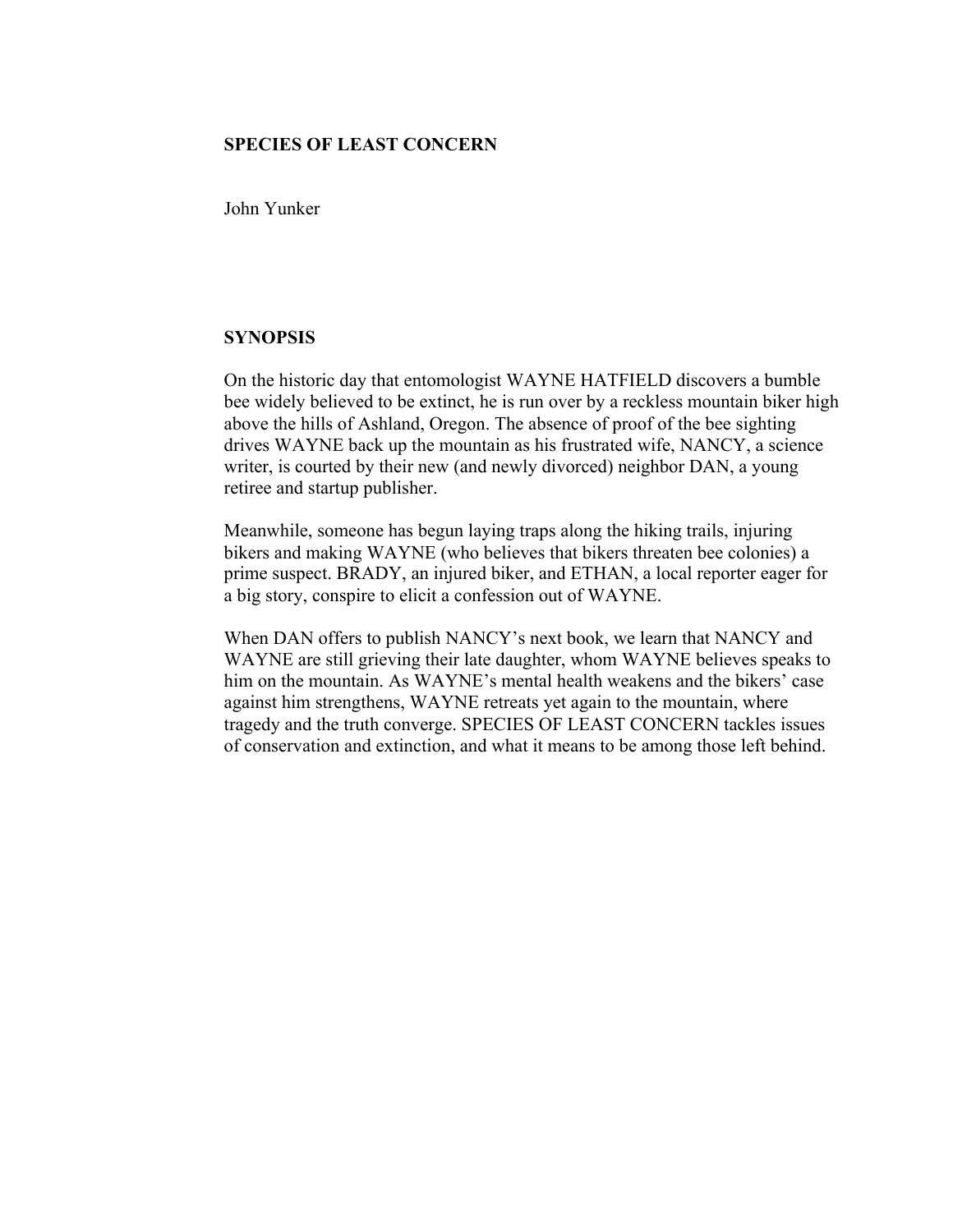**SPECIES OF LEAST CONCERN**

John Yunker

**SYNOPSIS**

On the historic day that entomologist WAYNE HATFIELD discovers a bumble bee widely believed to be extinct, he is run over by a reckless mountain biker high above the hills of Ashland, Oregon. The absence of proof of the bee sighting drives WAYNE back up the mountain as his frustrated wife, NANCY, a science writer, is courted by their new (and newly divorced) neighbor DAN, a young retiree and startup publisher.

Meanwhile, someone has begun laying traps along the hiking trails, injuring bikers and making WAYNE (who believes that bikers threaten bee colonies) a prime suspect. BRADY, an injured biker, and ETHAN, a local reporter eager for a big story, conspire to elicit a confession out of WAYNE.

When DAN offers to publish NANCY's next book, we learn that NANCY and WAYNE are still grieving their late daughter, whom WAYNE believes speaks to him on the mountain. As WAYNE's mental health weakens and the bikers' case against him strengthens, WAYNE retreats yet again to the mountain, where tragedy and the truth converge. SPECIES OF LEAST CONCERN tackles issues of conservation and extinction, and what it means to be among those left behind.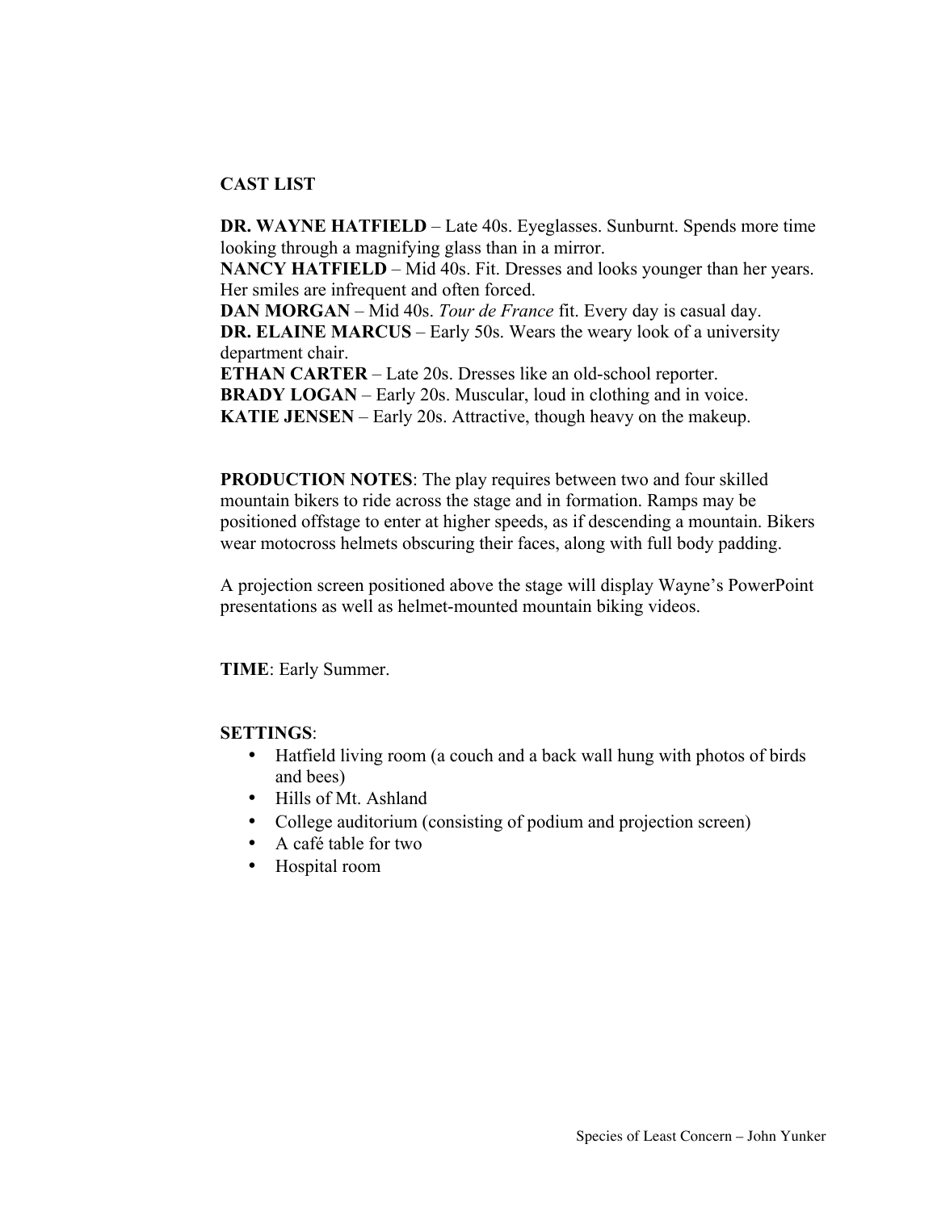**CAST LIST**

**DR. WAYNE HATFIELD** – Late 40s. Eyeglasses. Sunburnt. Spends more time looking through a magnifying glass than in a mirror.
**NANCY HATFIELD** – Mid 40s. Fit. Dresses and looks younger than her years. Her smiles are infrequent and often forced.
**DAN MORGAN** – Mid 40s. *Tour de France* fit. Every day is casual day.
**DR. ELAINE MARCUS** – Early 50s. Wears the weary look of a university department chair.
**ETHAN CARTER** – Late 20s. Dresses like an old-school reporter.
**BRADY LOGAN** – Early 20s. Muscular, loud in clothing and in voice.
**KATIE JENSEN** – Early 20s. Attractive, though heavy on the makeup.

**PRODUCTION NOTES**: The play requires between two and four skilled mountain bikers to ride across the stage and in formation. Ramps may be positioned offstage to enter at higher speeds, as if descending a mountain. Bikers wear motocross helmets obscuring their faces, along with full body padding.

A projection screen positioned above the stage will display Wayne's PowerPoint presentations as well as helmet-mounted mountain biking videos.

**TIME**: Early Summer.

**SETTINGS**:

- Hatfield living room (a couch and a back wall hung with photos of birds and bees)
- Hills of Mt. Ashland
- College auditorium (consisting of podium and projection screen)
- A café table for two
- Hospital room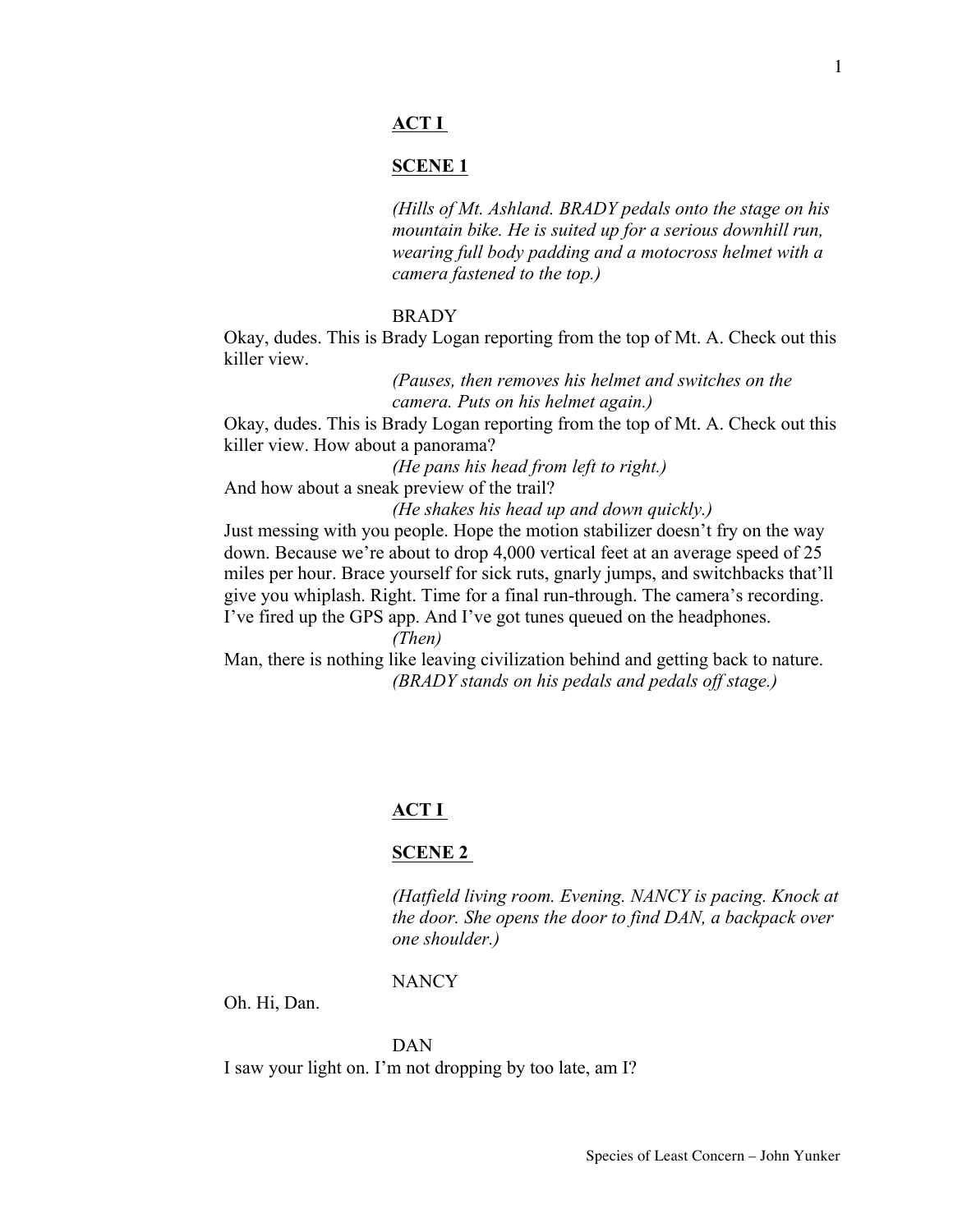**ACT I**

**SCENE 1**

*(Hills of Mt. Ashland. BRADY pedals onto the stage on his mountain bike. He is suited up for a serious downhill run, wearing full body padding and a motocross helmet with a camera fastened to the top.)*

BRADY

Okay, dudes. This is Brady Logan reporting from the top of Mt. A. Check out this killer view.

*(Pauses, then removes his helmet and switches on the camera. Puts on his helmet again.)*

Okay, dudes. This is Brady Logan reporting from the top of Mt. A. Check out this killer view. How about a panorama?

*(He pans his head from left to right.)*

And how about a sneak preview of the trail?

*(He shakes his head up and down quickly.)*

Just messing with you people. Hope the motion stabilizer doesn't fry on the way down. Because we're about to drop 4,000 vertical feet at an average speed of 25 miles per hour. Brace yourself for sick ruts, gnarly jumps, and switchbacks that'll give you whiplash. Right. Time for a final run-through. The camera's recording. I've fired up the GPS app. And I've got tunes queued on the headphones.

*(Then)*

Man, there is nothing like leaving civilization behind and getting back to nature.

*(BRADY stands on his pedals and pedals off stage.)*

**ACT I**

**SCENE 2**

*(Hatfield living room. Evening. NANCY is pacing. Knock at the door. She opens the door to find DAN, a backpack over one shoulder.)*

NANCY

Oh. Hi, Dan.

DAN

I saw your light on. I'm not dropping by too late, am I?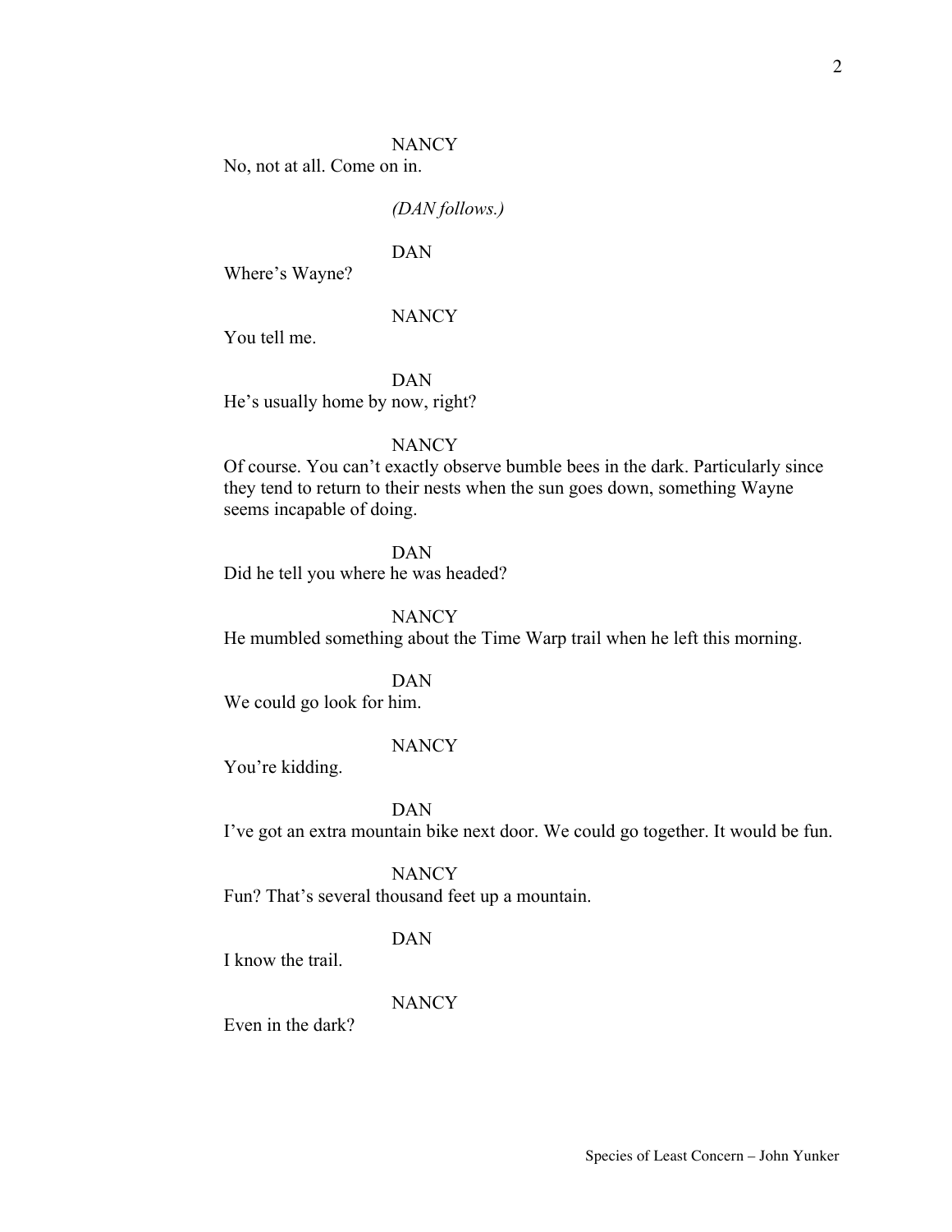NANCY

No, not at all. Come on in.

*(DAN follows.)*

DAN

Where's Wayne?

NANCY

You tell me.

DAN

He's usually home by now, right?

NANCY

Of course. You can't exactly observe bumble bees in the dark. Particularly since they tend to return to their nests when the sun goes down, something Wayne seems incapable of doing.

DAN

Did he tell you where he was headed?

NANCY

He mumbled something about the Time Warp trail when he left this morning.

DAN

We could go look for him.

NANCY

You're kidding.

DAN

I've got an extra mountain bike next door. We could go together. It would be fun.

NANCY

Fun? That's several thousand feet up a mountain.

DAN

I know the trail.

NANCY

Even in the dark?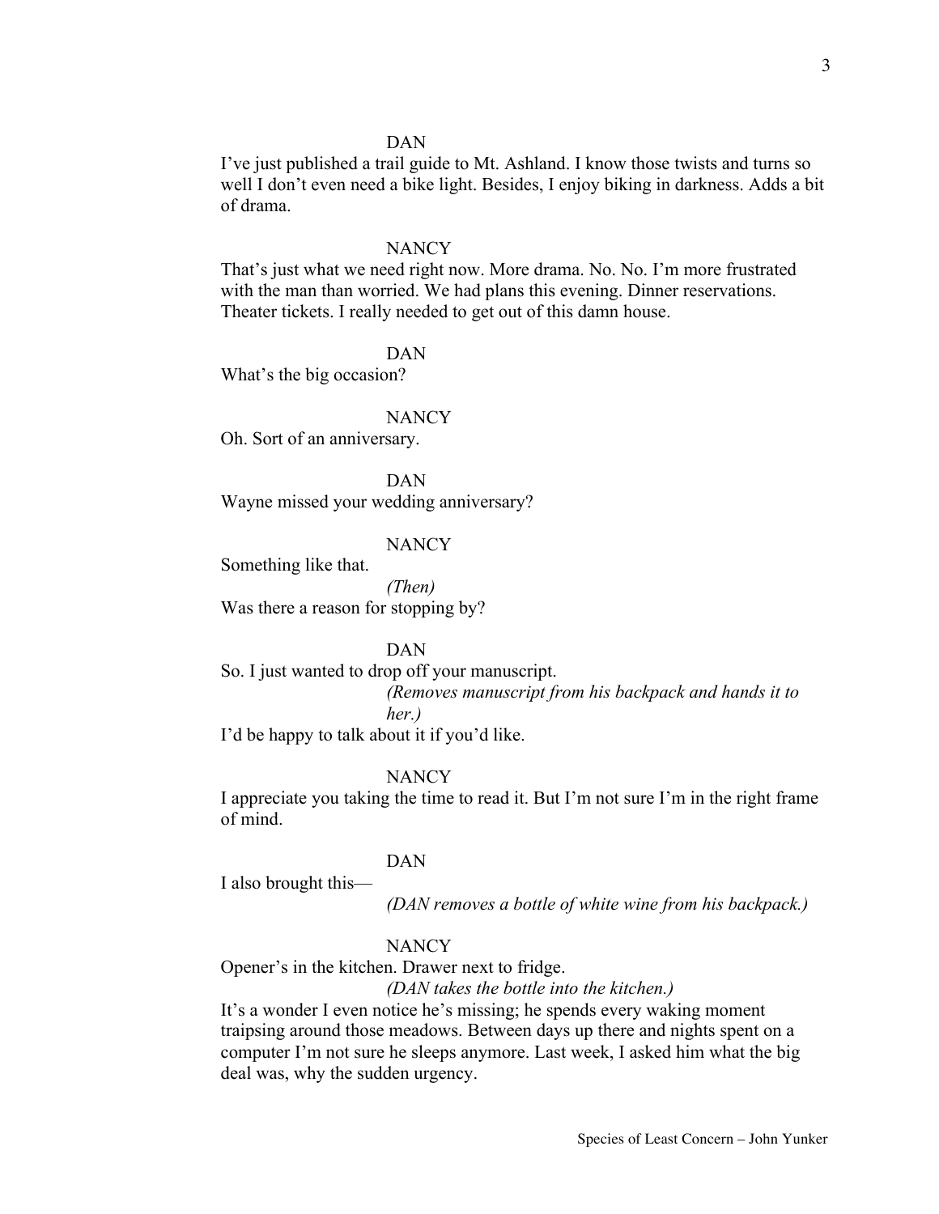DAN

I've just published a trail guide to Mt. Ashland. I know those twists and turns so well I don't even need a bike light. Besides, I enjoy biking in darkness. Adds a bit of drama.

NANCY

That's just what we need right now. More drama. No. No. I'm more frustrated with the man than worried. We had plans this evening. Dinner reservations. Theater tickets. I really needed to get out of this damn house.

DAN

What's the big occasion?

NANCY

Oh. Sort of an anniversary.

DAN

Wayne missed your wedding anniversary?

NANCY

Something like that.

*(Then)*

Was there a reason for stopping by?

DAN

So. I just wanted to drop off your manuscript.

*(Removes manuscript from his backpack and hands it to her.)*

I'd be happy to talk about it if you'd like.

NANCY

I appreciate you taking the time to read it. But I'm not sure I'm in the right frame of mind.

DAN

I also brought this—

*(DAN removes a bottle of white wine from his backpack.)*

NANCY

Opener's in the kitchen. Drawer next to fridge.

*(DAN takes the bottle into the kitchen.)*

It's a wonder I even notice he's missing; he spends every waking moment traipsing around those meadows. Between days up there and nights spent on a computer I'm not sure he sleeps anymore. Last week, I asked him what the big deal was, why the sudden urgency.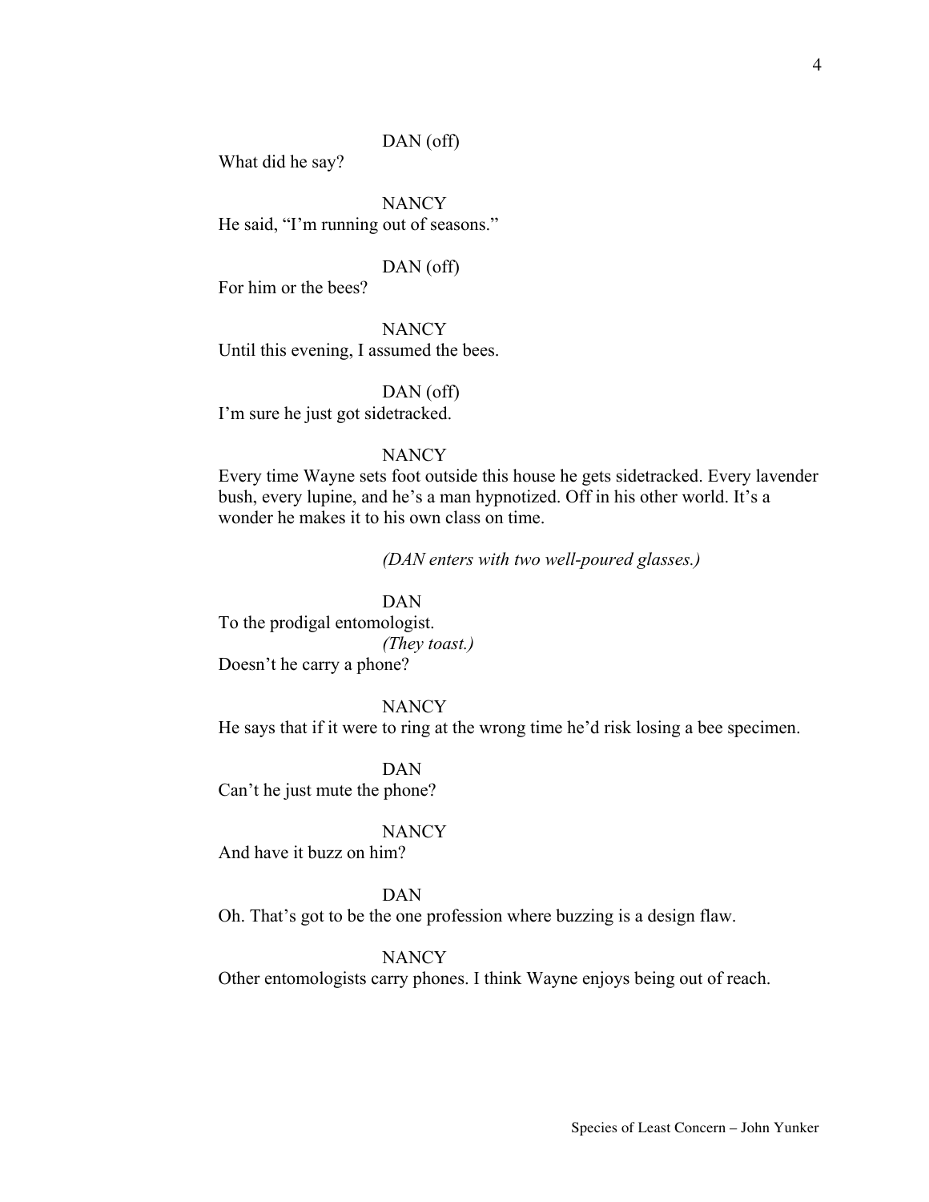DAN (off)

What did he say?

NANCY

He said, "I'm running out of seasons."

DAN (off)

For him or the bees?

NANCY

Until this evening, I assumed the bees.

DAN (off)

I'm sure he just got sidetracked.

NANCY

Every time Wayne sets foot outside this house he gets sidetracked. Every lavender bush, every lupine, and he's a man hypnotized. Off in his other world. It's a wonder he makes it to his own class on time.

*(DAN enters with two well-poured glasses.)*

DAN

To the prodigal entomologist.

*(They toast.)*

Doesn't he carry a phone?

NANCY

He says that if it were to ring at the wrong time he'd risk losing a bee specimen.

DAN

Can't he just mute the phone?

NANCY

And have it buzz on him?

DAN

Oh. That's got to be the one profession where buzzing is a design flaw.

NANCY

Other entomologists carry phones. I think Wayne enjoys being out of reach.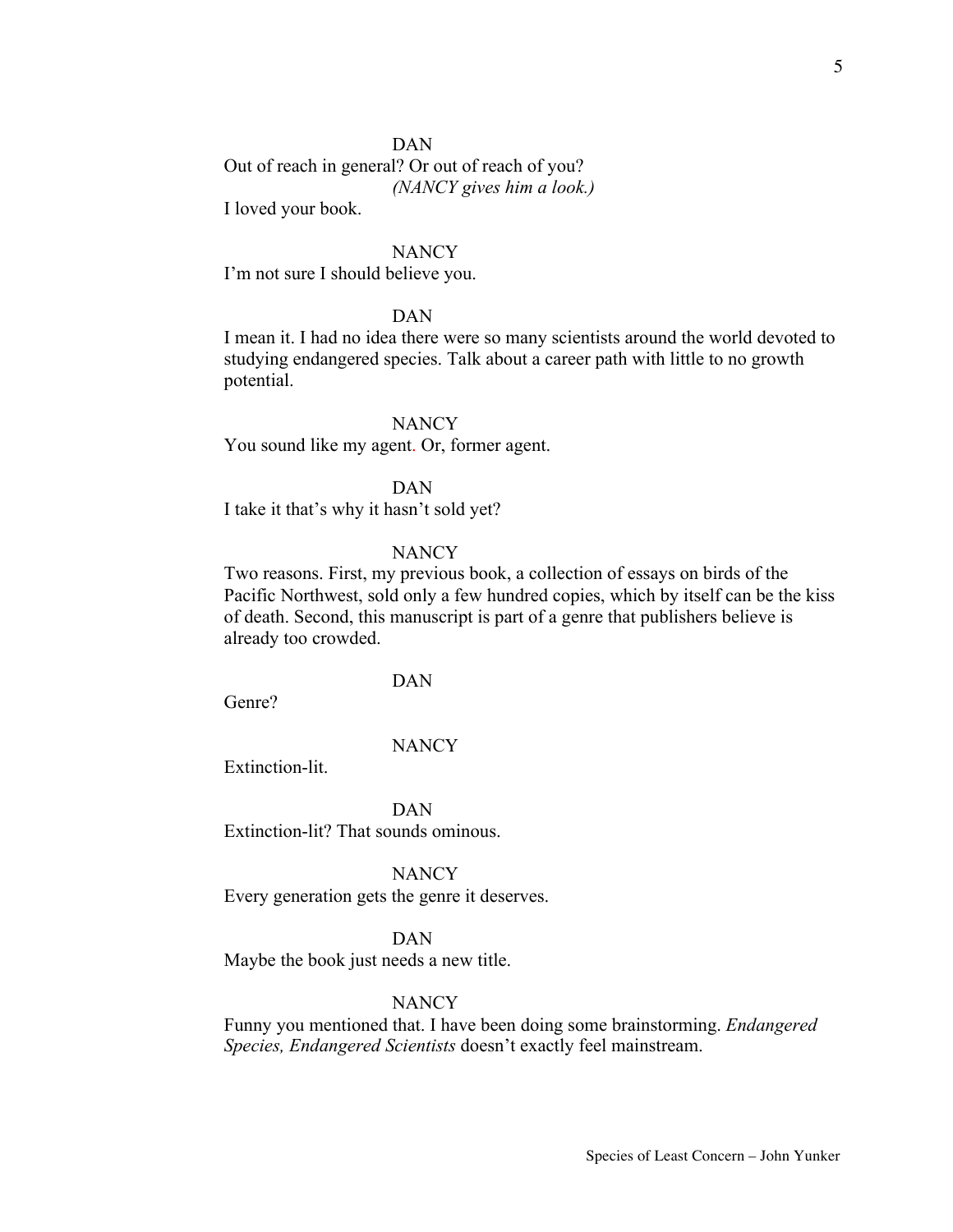DAN

Out of reach in general? Or out of reach of you?

*(NANCY gives him a look.)*

I loved your book.

NANCY

I'm not sure I should believe you.

DAN

I mean it. I had no idea there were so many scientists around the world devoted to studying endangered species. Talk about a career path with little to no growth potential.

NANCY

You sound like my agent. Or, former agent.

DAN

I take it that's why it hasn't sold yet?

NANCY

Two reasons. First, my previous book, a collection of essays on birds of the Pacific Northwest, sold only a few hundred copies, which by itself can be the kiss of death. Second, this manuscript is part of a genre that publishers believe is already too crowded.

DAN

Genre?

NANCY

Extinction-lit.

DAN

Extinction-lit? That sounds ominous.

NANCY

Every generation gets the genre it deserves.

DAN

Maybe the book just needs a new title.

NANCY

Funny you mentioned that. I have been doing some brainstorming. *Endangered Species, Endangered Scientists* doesn't exactly feel mainstream.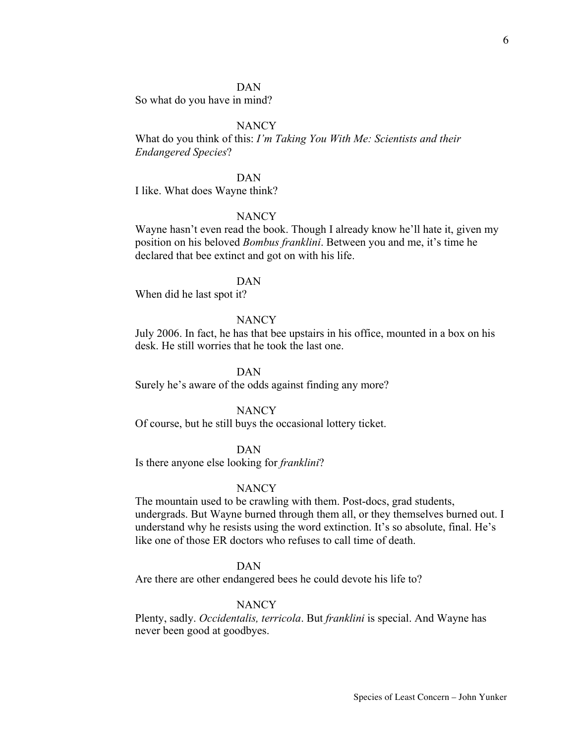DAN

So what do you have in mind?

NANCY

What do you think of this: *I'm Taking You With Me: Scientists and their Endangered Species*?

DAN

I like. What does Wayne think?

NANCY

Wayne hasn't even read the book. Though I already know he'll hate it, given my position on his beloved *Bombus franklini*. Between you and me, it's time he declared that bee extinct and got on with his life.

DAN

When did he last spot it?

NANCY

July 2006. In fact, he has that bee upstairs in his office, mounted in a box on his desk. He still worries that he took the last one.

DAN

Surely he's aware of the odds against finding any more?

NANCY

Of course, but he still buys the occasional lottery ticket.

DAN

Is there anyone else looking for *franklini*?

NANCY

The mountain used to be crawling with them. Post-docs, grad students, undergrads. But Wayne burned through them all, or they themselves burned out. I understand why he resists using the word extinction. It's so absolute, final. He's like one of those ER doctors who refuses to call time of death.

DAN

Are there are other endangered bees he could devote his life to?

NANCY

Plenty, sadly. *Occidentalis, terricola*. But *franklini* is special. And Wayne has never been good at goodbyes.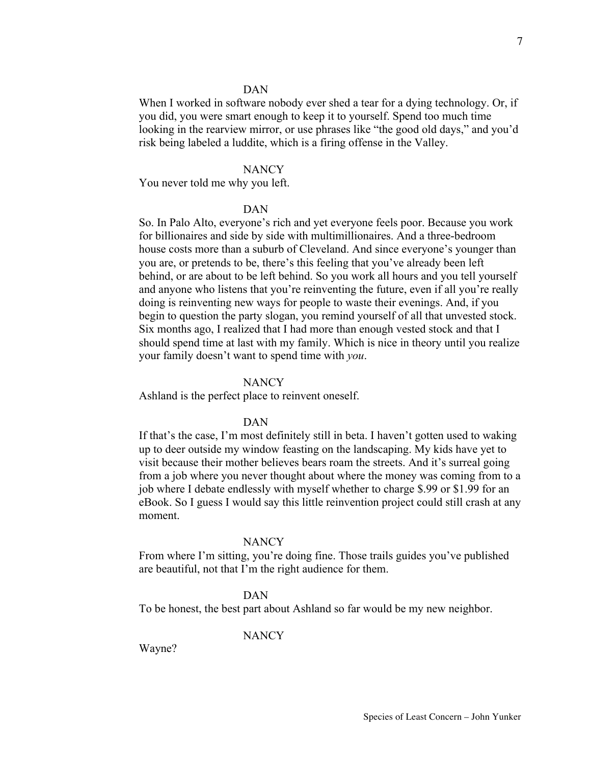DAN

When I worked in software nobody ever shed a tear for a dying technology. Or, if you did, you were smart enough to keep it to yourself. Spend too much time looking in the rearview mirror, or use phrases like "the good old days," and you'd risk being labeled a luddite, which is a firing offense in the Valley.

NANCY

You never told me why you left.

DAN

So. In Palo Alto, everyone's rich and yet everyone feels poor. Because you work for billionaires and side by side with multimillionaires. And a three-bedroom house costs more than a suburb of Cleveland. And since everyone's younger than you are, or pretends to be, there's this feeling that you've already been left behind, or are about to be left behind. So you work all hours and you tell yourself and anyone who listens that you're reinventing the future, even if all you're really doing is reinventing new ways for people to waste their evenings. And, if you begin to question the party slogan, you remind yourself of all that unvested stock. Six months ago, I realized that I had more than enough vested stock and that I should spend time at last with my family. Which is nice in theory until you realize your family doesn't want to spend time with *you*.

NANCY

Ashland is the perfect place to reinvent oneself.

DAN

If that's the case, I'm most definitely still in beta. I haven't gotten used to waking up to deer outside my window feasting on the landscaping. My kids have yet to visit because their mother believes bears roam the streets. And it's surreal going from a job where you never thought about where the money was coming from to a job where I debate endlessly with myself whether to charge $.99 or $1.99 for an eBook. So I guess I would say this little reinvention project could still crash at any moment.

NANCY

From where I'm sitting, you're doing fine. Those trails guides you've published are beautiful, not that I'm the right audience for them.

DAN

To be honest, the best part about Ashland so far would be my new neighbor.

NANCY

Wayne?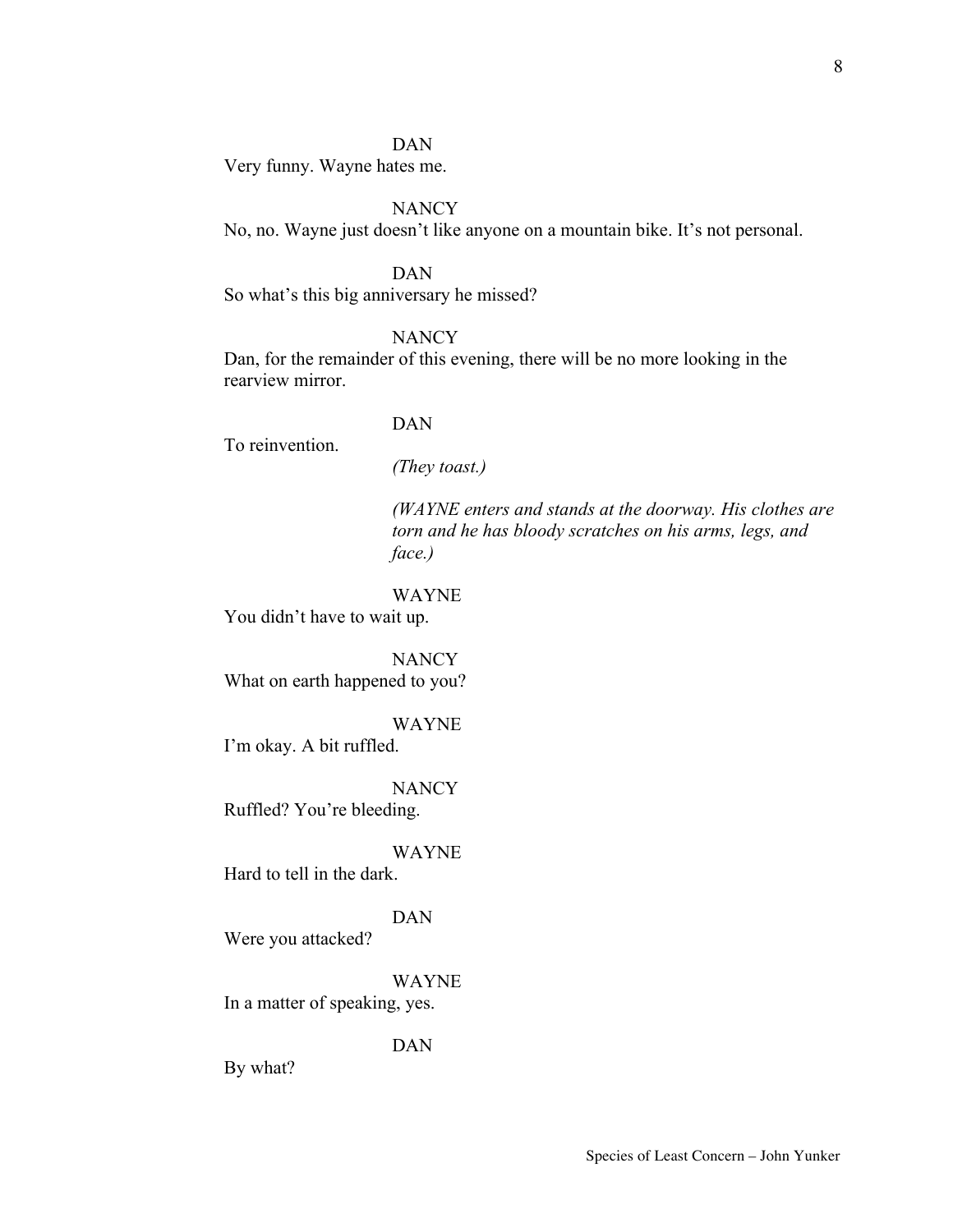DAN

Very funny. Wayne hates me.

NANCY

No, no. Wayne just doesn't like anyone on a mountain bike. It's not personal.

DAN

So what's this big anniversary he missed?

NANCY

Dan, for the remainder of this evening, there will be no more looking in the rearview mirror.

DAN

To reinvention.

*(They toast.)*

*(WAYNE enters and stands at the doorway. His clothes are torn and he has bloody scratches on his arms, legs, and face.)*

WAYNE

You didn't have to wait up.

NANCY

What on earth happened to you?

WAYNE

I'm okay. A bit ruffled.

NANCY

Ruffled? You're bleeding.

WAYNE

Hard to tell in the dark.

DAN

Were you attacked?

WAYNE

In a matter of speaking, yes.

DAN

By what?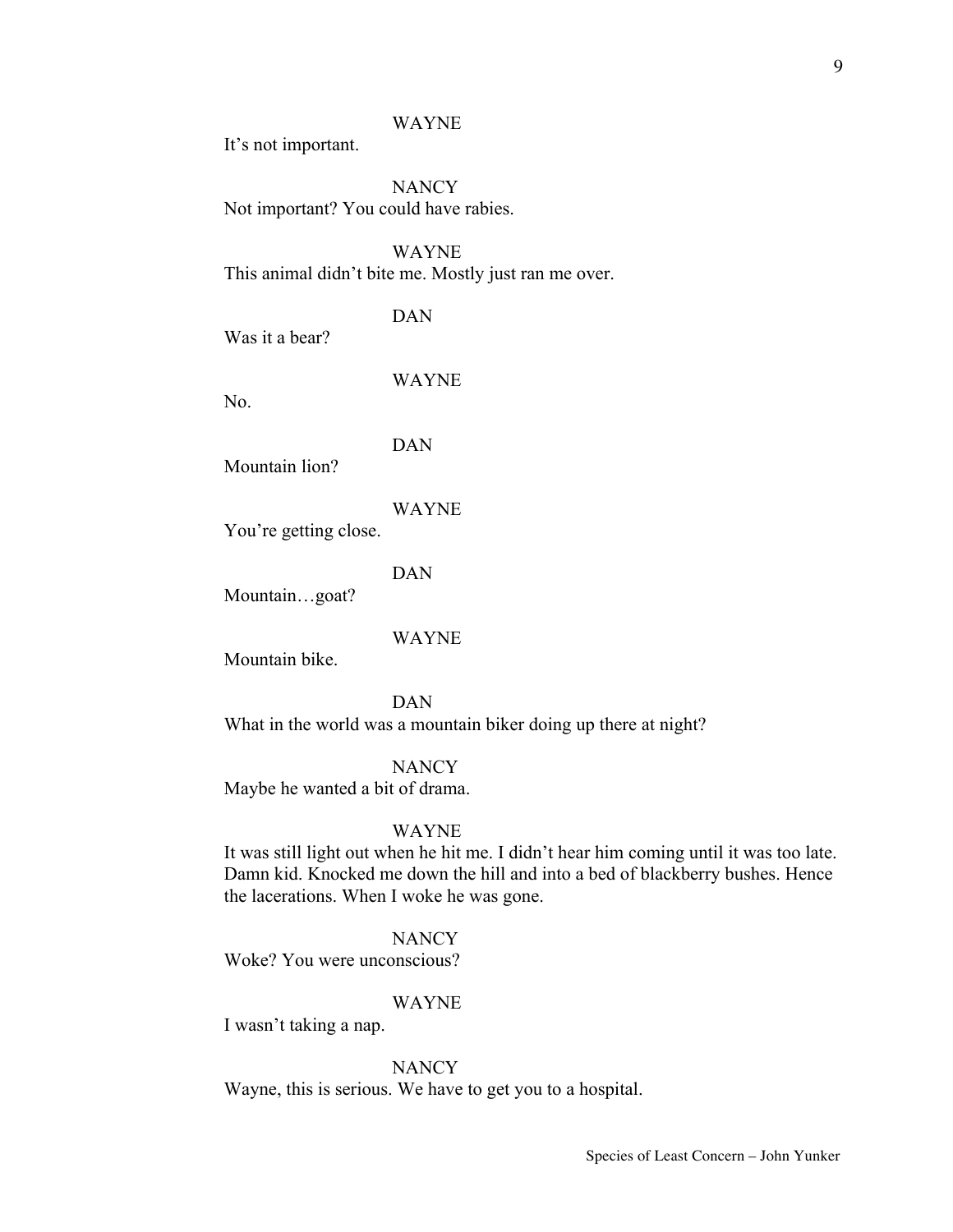WAYNE

It's not important.

NANCY

Not important? You could have rabies.

WAYNE

This animal didn't bite me. Mostly just ran me over.

DAN

Was it a bear?

WAYNE

No.

DAN

Mountain lion?

WAYNE

You're getting close.

DAN

Mountain…goat?

WAYNE

Mountain bike.

DAN

What in the world was a mountain biker doing up there at night?

NANCY

Maybe he wanted a bit of drama.

WAYNE

It was still light out when he hit me. I didn't hear him coming until it was too late. Damn kid. Knocked me down the hill and into a bed of blackberry bushes. Hence the lacerations. When I woke he was gone.

NANCY

Woke? You were unconscious?

WAYNE

I wasn't taking a nap.

NANCY

Wayne, this is serious. We have to get you to a hospital.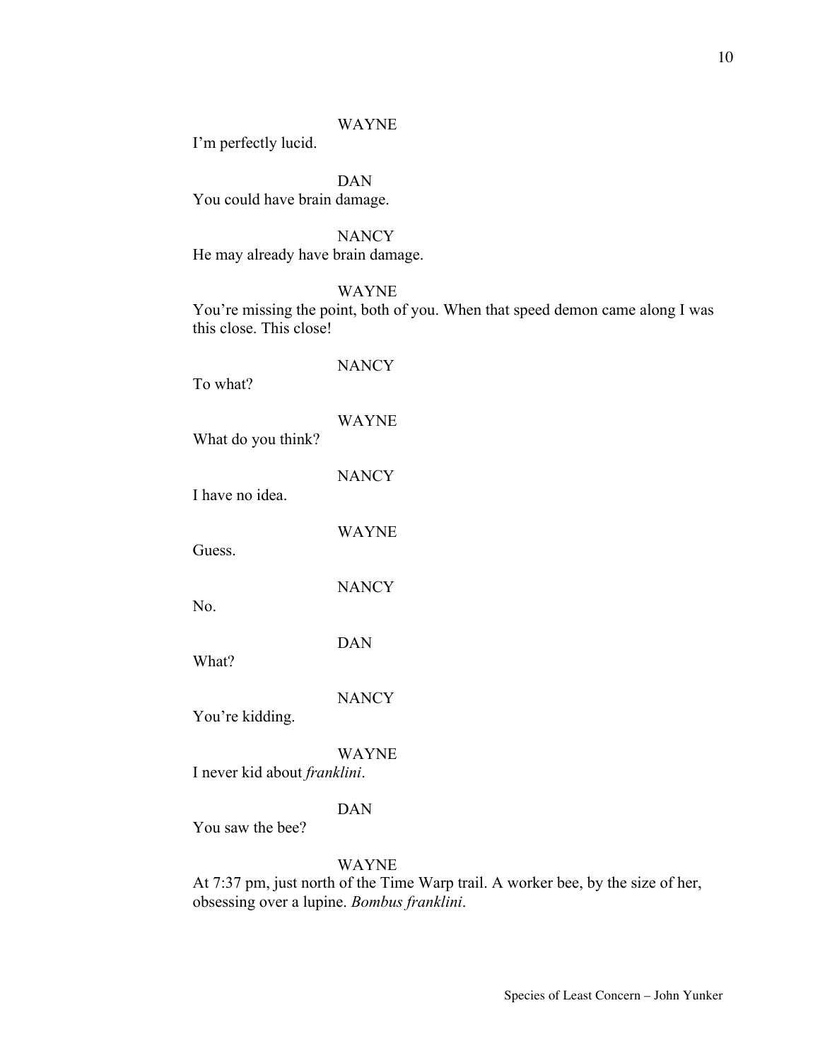WAYNE

I'm perfectly lucid.

DAN

You could have brain damage.

NANCY

He may already have brain damage.

WAYNE

You're missing the point, both of you. When that speed demon came along I was this close. This close!

NANCY

To what?

WAYNE

What do you think?

NANCY

I have no idea.

WAYNE

Guess.

NANCY

No.

DAN

What?

NANCY

You're kidding.

WAYNE

I never kid about *franklini*.

DAN

You saw the bee?

WAYNE

At 7:37 pm, just north of the Time Warp trail. A worker bee, by the size of her, obsessing over a lupine. *Bombus franklini*.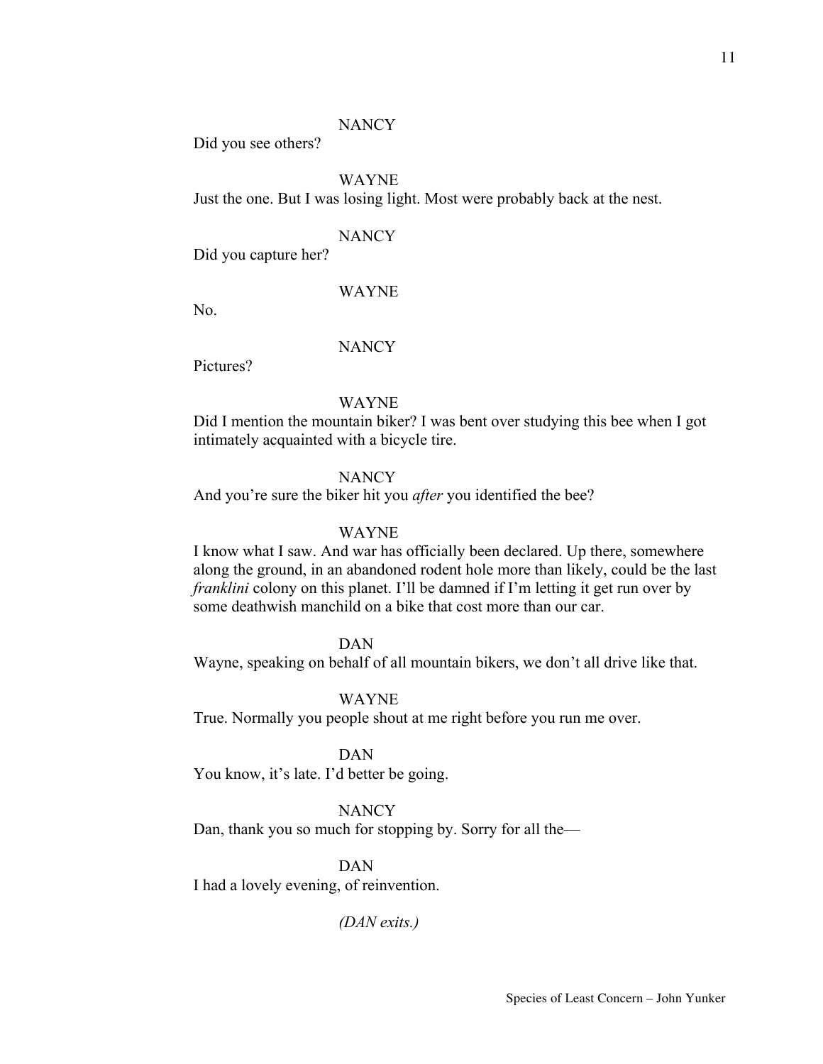NANCY

Did you see others?

WAYNE

Just the one. But I was losing light. Most were probably back at the nest.

NANCY

Did you capture her?

WAYNE

No.

NANCY

Pictures?

WAYNE

Did I mention the mountain biker? I was bent over studying this bee when I got intimately acquainted with a bicycle tire.

NANCY

And you're sure the biker hit you *after* you identified the bee?

WAYNE

I know what I saw. And war has officially been declared. Up there, somewhere along the ground, in an abandoned rodent hole more than likely, could be the last *franklini* colony on this planet. I'll be damned if I'm letting it get run over by some deathwish manchild on a bike that cost more than our car.

DAN

Wayne, speaking on behalf of all mountain bikers, we don't all drive like that.

WAYNE

True. Normally you people shout at me right before you run me over.

DAN

You know, it's late. I'd better be going.

NANCY

Dan, thank you so much for stopping by. Sorry for all the—

DAN

I had a lovely evening, of reinvention.

*(DAN exits.)*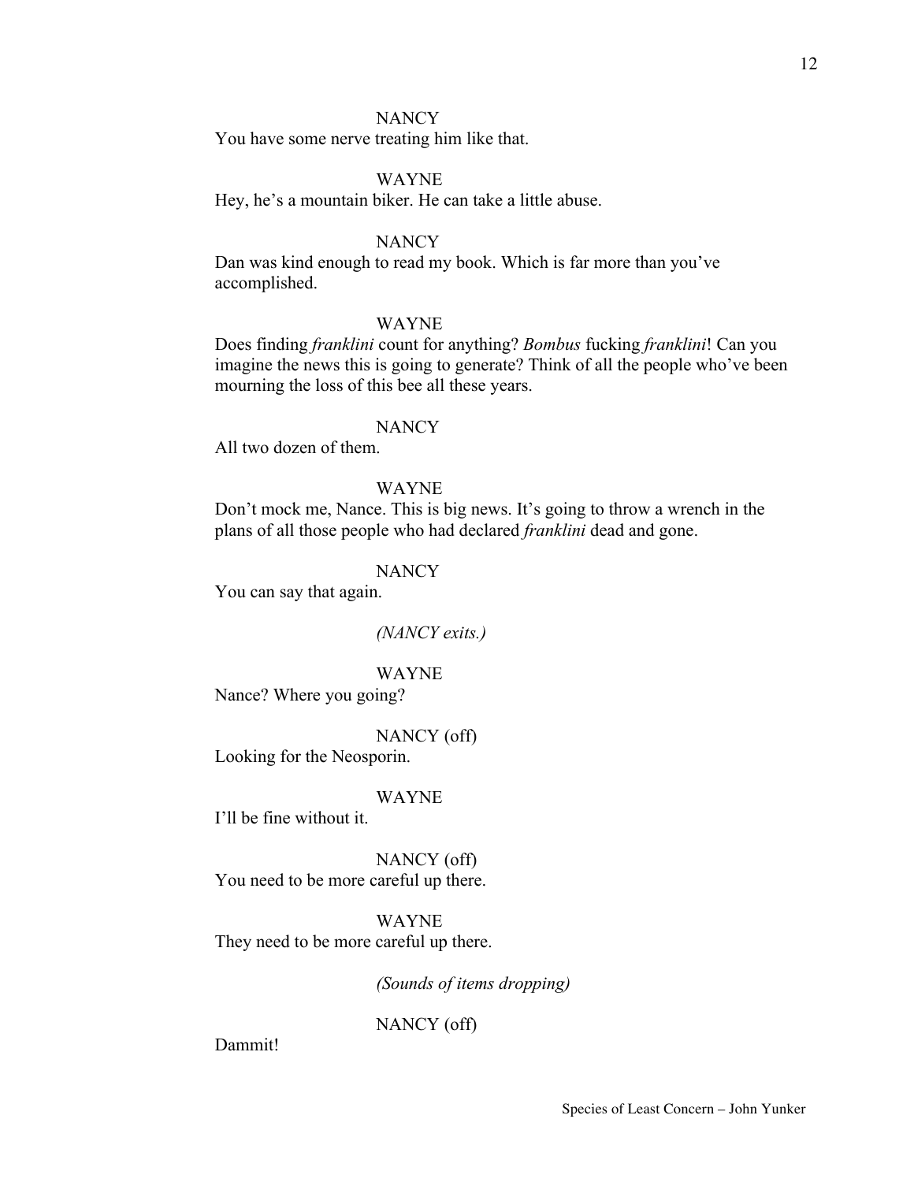NANCY

You have some nerve treating him like that.

WAYNE

Hey, he's a mountain biker. He can take a little abuse.

NANCY

Dan was kind enough to read my book. Which is far more than you've accomplished.

WAYNE

Does finding *franklini* count for anything? *Bombus* fucking *franklini*! Can you imagine the news this is going to generate? Think of all the people who've been mourning the loss of this bee all these years.

NANCY

All two dozen of them.

WAYNE

Don't mock me, Nance. This is big news. It's going to throw a wrench in the plans of all those people who had declared *franklini* dead and gone.

NANCY

You can say that again.

*(NANCY exits.)*

WAYNE

Nance? Where you going?

NANCY (off)

Looking for the Neosporin.

WAYNE

I'll be fine without it.

NANCY (off)

You need to be more careful up there.

WAYNE

They need to be more careful up there.

*(Sounds of items dropping)*

NANCY (off)

Dammit!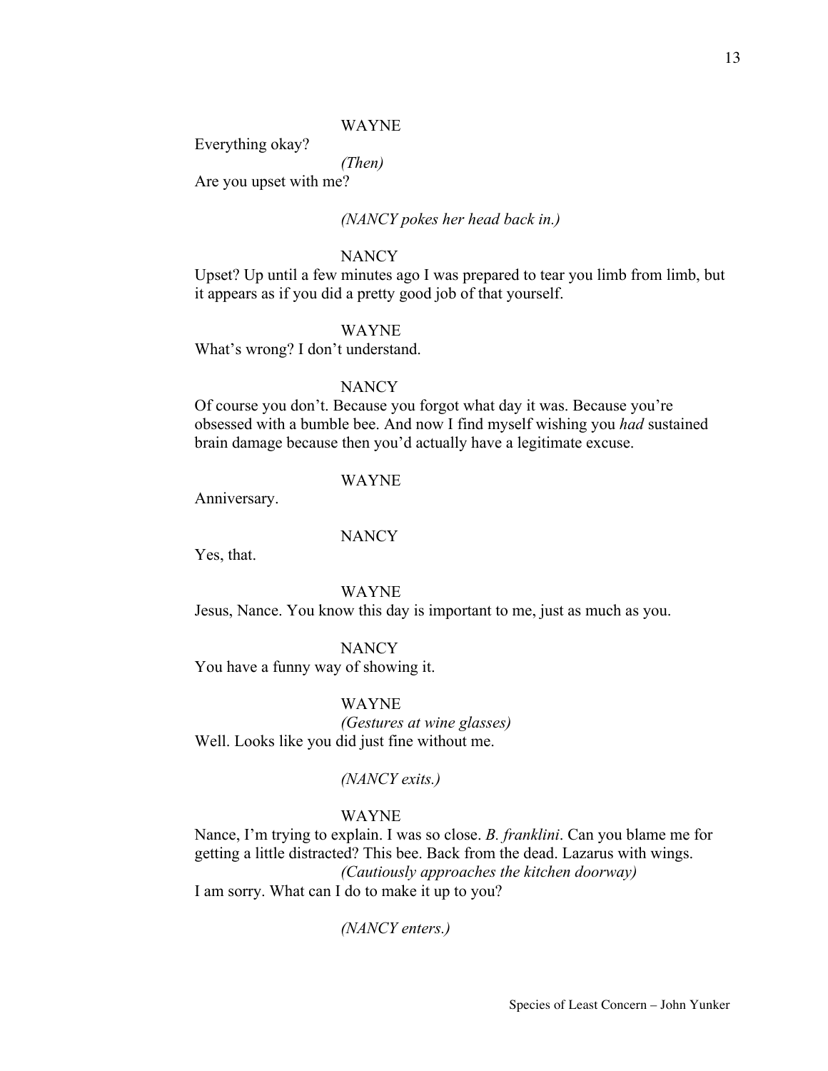WAYNE

Everything okay?

*(Then)*

Are you upset with me?

*(NANCY pokes her head back in.)*

NANCY

Upset? Up until a few minutes ago I was prepared to tear you limb from limb, but it appears as if you did a pretty good job of that yourself.

WAYNE

What's wrong? I don't understand.

NANCY

Of course you don't. Because you forgot what day it was. Because you're obsessed with a bumble bee. And now I find myself wishing you *had* sustained brain damage because then you'd actually have a legitimate excuse.

WAYNE

Anniversary.

NANCY

Yes, that.

WAYNE

Jesus, Nance. You know this day is important to me, just as much as you.

NANCY

You have a funny way of showing it.

WAYNE

*(Gestures at wine glasses)*

Well. Looks like you did just fine without me.

*(NANCY exits.)*

WAYNE

Nance, I'm trying to explain. I was so close. *B. franklini*. Can you blame me for getting a little distracted? This bee. Back from the dead. Lazarus with wings.

*(Cautiously approaches the kitchen doorway)*

I am sorry. What can I do to make it up to you?

*(NANCY enters.)*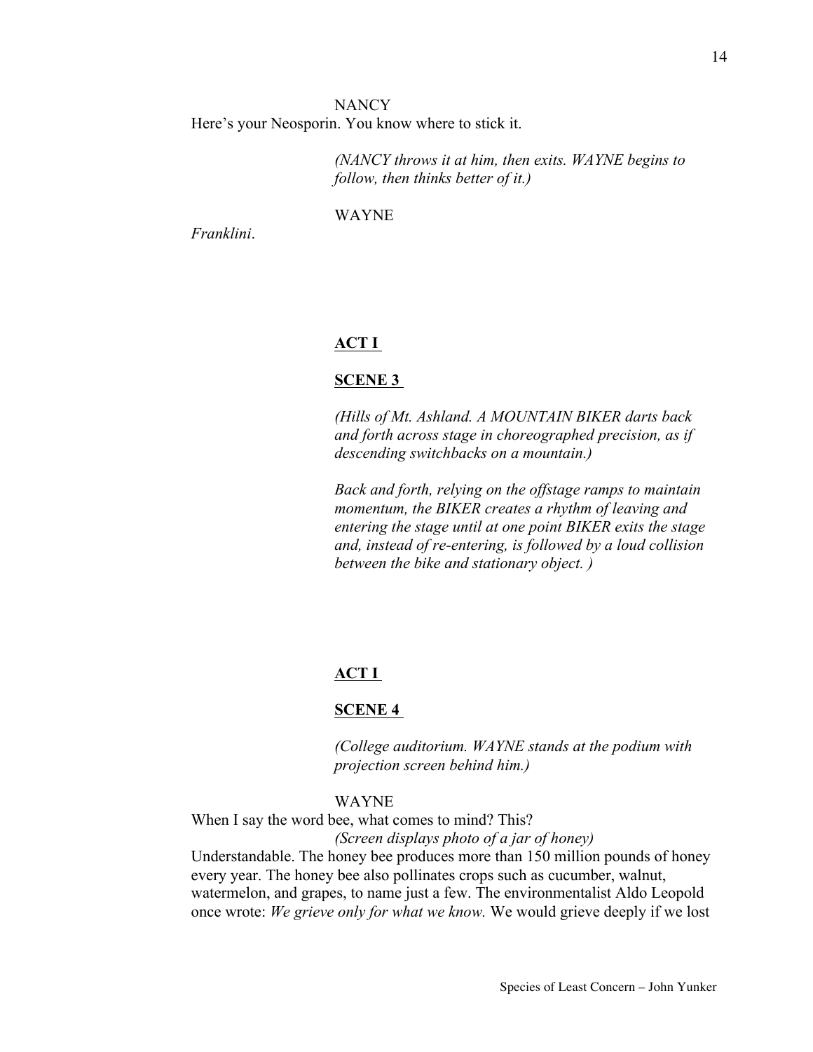NANCY

Here's your Neosporin. You know where to stick it.

*(NANCY throws it at him, then exits. WAYNE begins to follow, then thinks better of it.)*

WAYNE

*Franklini*.

**ACT I**

**SCENE 3**

*(Hills of Mt. Ashland. A MOUNTAIN BIKER darts back and forth across stage in choreographed precision, as if descending switchbacks on a mountain.)*

*Back and forth, relying on the offstage ramps to maintain momentum, the BIKER creates a rhythm of leaving and entering the stage until at one point BIKER exits the stage and, instead of re-entering, is followed by a loud collision between the bike and stationary object. )*

**ACT I**

**SCENE 4**

*(College auditorium. WAYNE stands at the podium with projection screen behind him.)*

WAYNE

When I say the word bee, what comes to mind? This?

*(Screen displays photo of a jar of honey)*

Understandable. The honey bee produces more than 150 million pounds of honey every year. The honey bee also pollinates crops such as cucumber, walnut, watermelon, and grapes, to name just a few. The environmentalist Aldo Leopold once wrote: *We grieve only for what we know.* We would grieve deeply if we lost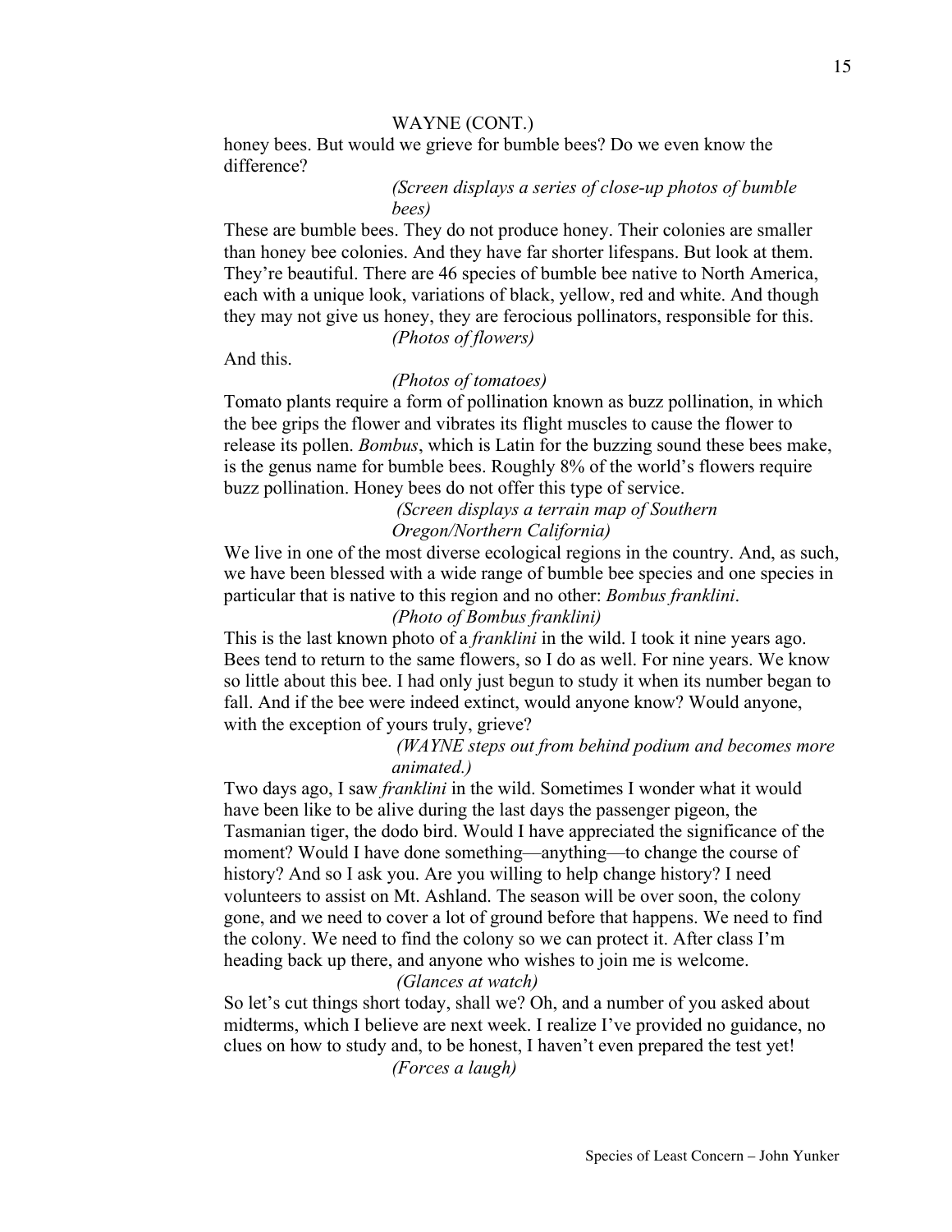WAYNE (CONT.)

honey bees. But would we grieve for bumble bees? Do we even know the difference?

*(Screen displays a series of close-up photos of bumble bees)*

These are bumble bees. They do not produce honey. Their colonies are smaller than honey bee colonies. And they have far shorter lifespans. But look at them. They're beautiful. There are 46 species of bumble bee native to North America, each with a unique look, variations of black, yellow, red and white. And though they may not give us honey, they are ferocious pollinators, responsible for this.

*(Photos of flowers)*

And this.

*(Photos of tomatoes)*

Tomato plants require a form of pollination known as buzz pollination, in which the bee grips the flower and vibrates its flight muscles to cause the flower to release its pollen. *Bombus*, which is Latin for the buzzing sound these bees make, is the genus name for bumble bees. Roughly 8% of the world's flowers require buzz pollination. Honey bees do not offer this type of service.

*(Screen displays a terrain map of Southern Oregon/Northern California)*

We live in one of the most diverse ecological regions in the country. And, as such, we have been blessed with a wide range of bumble bee species and one species in particular that is native to this region and no other: *Bombus franklini*.

*(Photo of Bombus franklini)*

This is the last known photo of a *franklini* in the wild. I took it nine years ago. Bees tend to return to the same flowers, so I do as well. For nine years. We know so little about this bee. I had only just begun to study it when its number began to fall. And if the bee were indeed extinct, would anyone know? Would anyone, with the exception of yours truly, grieve?

*(WAYNE steps out from behind podium and becomes more animated.)*

Two days ago, I saw *franklini* in the wild. Sometimes I wonder what it would have been like to be alive during the last days the passenger pigeon, the Tasmanian tiger, the dodo bird. Would I have appreciated the significance of the moment? Would I have done something—anything—to change the course of history? And so I ask you. Are you willing to help change history? I need volunteers to assist on Mt. Ashland. The season will be over soon, the colony gone, and we need to cover a lot of ground before that happens. We need to find the colony. We need to find the colony so we can protect it. After class I'm heading back up there, and anyone who wishes to join me is welcome.

*(Glances at watch)*

So let's cut things short today, shall we? Oh, and a number of you asked about midterms, which I believe are next week. I realize I've provided no guidance, no clues on how to study and, to be honest, I haven't even prepared the test yet!

*(Forces a laugh)*